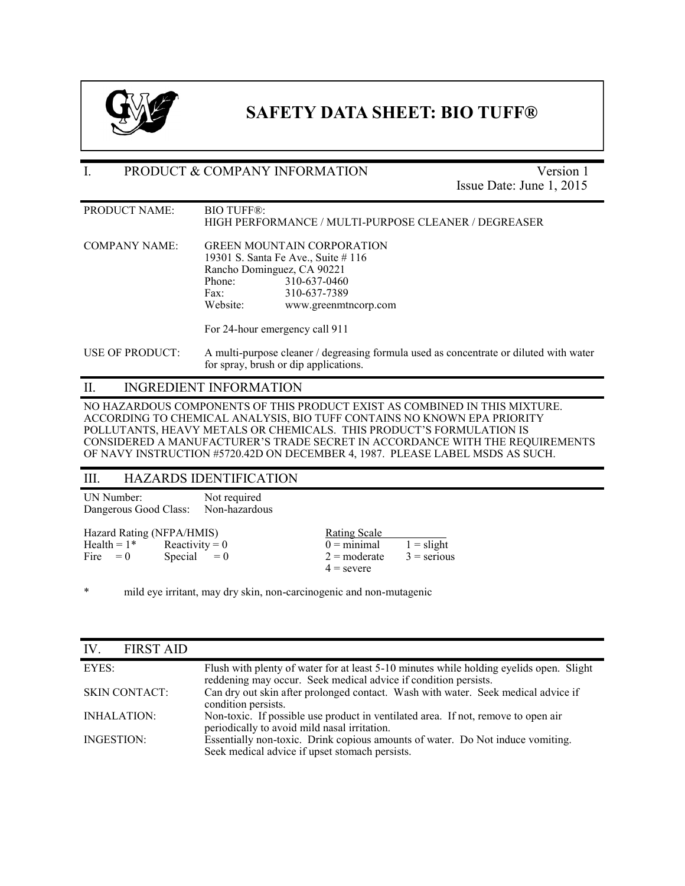# SAFETY DATA SHEET: BIO TUFF®

## I. PRODUCT & COMPANY INFORMATION

Version 1
Issue Date: June 1, 2015

| | |
|---|---|
| PRODUCT NAME: | BIO TUFF®: HIGH PERFORMANCE / MULTI-PURPOSE CLEANER / DEGREASER |
| COMPANY NAME: | GREEN MOUNTAIN CORPORATION<br>19301 S. Santa Fe Ave., Suite # 116<br>Rancho Dominguez, CA 90221<br>Phone: 310-637-0460<br>Fax: 310-637-7389<br>Website: www.greenmtncorp.com<br><br>For 24-hour emergency call 911 |
| USE OF PRODUCT: | A multi-purpose cleaner / degreasing formula used as concentrate or diluted with water for spray, brush or dip applications. |

## II. INGREDIENT INFORMATION

NO HAZARDOUS COMPONENTS OF THIS PRODUCT EXIST AS COMBINED IN THIS MIXTURE. ACCORDING TO CHEMICAL ANALYSIS, BIO TUFF CONTAINS NO KNOWN EPA PRIORITY POLLUTANTS, HEAVY METALS OR CHEMICALS. THIS PRODUCT'S FORMULATION IS CONSIDERED A MANUFACTURER'S TRADE SECRET IN ACCORDANCE WITH THE REQUIREMENTS OF NAVY INSTRUCTION #5720.42D ON DECEMBER 4, 1987. PLEASE LABEL MSDS AS SUCH.

## III. HAZARDS IDENTIFICATION

UN Number: Not required
Dangerous Good Class: Non-hazardous

| Hazard Rating (NFPA/HMIS) | | Rating Scale | |
|---|---|---|---|
| Health = 1* | Reactivity = 0 | 0 = minimal | 1 = slight |
| Fire = 0 | Special = 0 | 2 = moderate | 3 = serious |
| | | 4 = severe | |

\* mild eye irritant, may dry skin, non-carcinogenic and non-mutagenic

## IV. FIRST AID

| | |
|---|---|
| EYES: | Flush with plenty of water for at least 5-10 minutes while holding eyelids open. Slight reddening may occur. Seek medical advice if condition persists. |
| SKIN CONTACT: | Can dry out skin after prolonged contact. Wash with water. Seek medical advice if condition persists. |
| INHALATION: | Non-toxic. If possible use product in ventilated area. If not, remove to open air periodically to avoid mild nasal irritation. |
| INGESTION: | Essentially non-toxic. Drink copious amounts of water. Do Not induce vomiting. Seek medical advice if upset stomach persists. |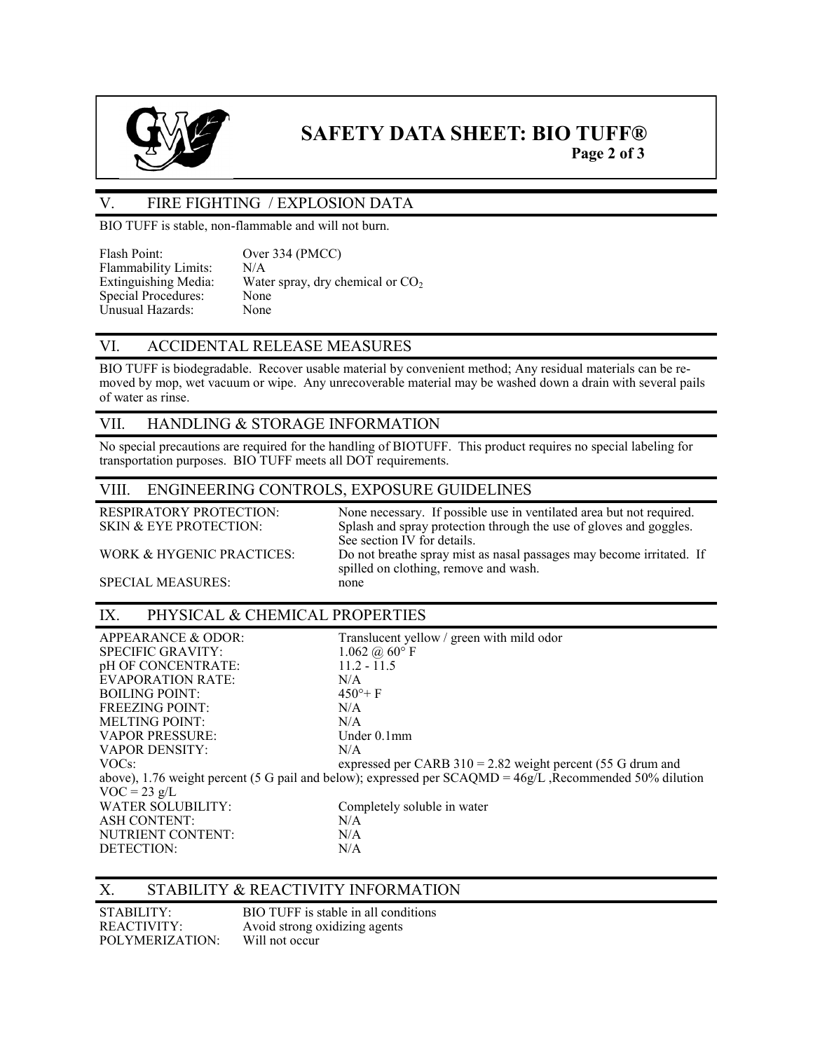## V. FIRE FIGHTING / EXPLOSION DATA

BIO TUFF is stable, non-flammable and will not burn.

| | |
|---|---|
| Flash Point: | Over 334 (PMCC) |
| Flammability Limits: | N/A |
| Extinguishing Media: | Water spray, dry chemical or $CO_2$ |
| Special Procedures: | None |
| Unusual Hazards: | None |

## VI. ACCIDENTAL RELEASE MEASURES

BIO TUFF is biodegradable. Recover usable material by convenient method; Any residual materials can be removed by mop, wet vacuum or wipe. Any unrecoverable material may be washed down a drain with several pails of water as rinse.

## VII. HANDLING & STORAGE INFORMATION

No special precautions are required for the handling of BIOTUFF. This product requires no special labeling for transportation purposes. BIO TUFF meets all DOT requirements.

## VIII. ENGINEERING CONTROLS, EXPOSURE GUIDELINES

| | |
|---|---|
| RESPIRATORY PROTECTION: | None necessary. If possible use in ventilated area but not required. |
| SKIN & EYE PROTECTION: | Splash and spray protection through the use of gloves and goggles. See section IV for details. |
| WORK & HYGENIC PRACTICES: | Do not breathe spray mist as nasal passages may become irritated. If spilled on clothing, remove and wash. |
| SPECIAL MEASURES: | none |

## IX. PHYSICAL & CHEMICAL PROPERTIES

| | |
|---|---|
| APPEARANCE & ODOR: | Translucent yellow / green with mild odor |
| SPECIFIC GRAVITY: | 1.062 @ 60° F |
| pH OF CONCENTRATE: | 11.2 - 11.5 |
| EVAPORATION RATE: | N/A |
| BOILING POINT: | 450°+ F |
| FREEZING POINT: | N/A |
| MELTING POINT: | N/A |
| VAPOR PRESSURE: | Under 0.1mm |
| VAPOR DENSITY: | N/A |

VOCs: expressed per CARB 310 = 2.82 weight percent (55 G drum and above), 1.76 weight percent (5 G pail and below); expressed per SCAQMD = 46g/L ,Recommended 50% dilution VOC = 23 g/L

| | |
|---|---|
| WATER SOLUBILITY: | Completely soluble in water |
| ASH CONTENT: | N/A |
| NUTRIENT CONTENT: | N/A |
| DETECTION: | N/A |

## X. STABILITY & REACTIVITY INFORMATION

| | |
|---|---|
| STABILITY: | BIO TUFF is stable in all conditions |
| REACTIVITY: | Avoid strong oxidizing agents |
| POLYMERIZATION: | Will not occur |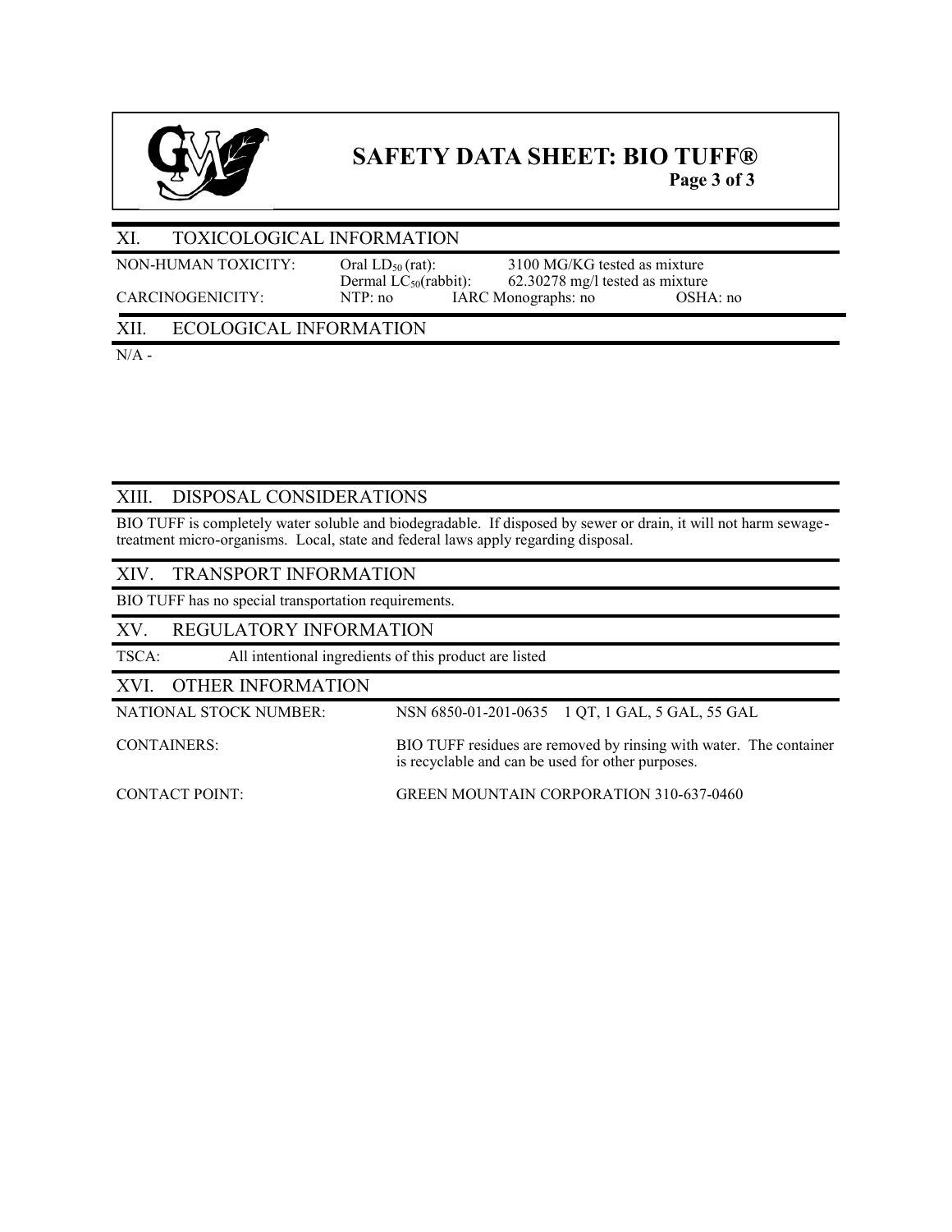# SAFETY DATA SHEET: BIO TUFF®

## XI. TOXICOLOGICAL INFORMATION

| | | | |
|---|---|---|---|
| NON-HUMAN TOXICITY: | Oral $LD_{50}$ (rat): | 3100 MG/KG tested as mixture | |
| | Dermal $LC_{50}$(rabbit): | 62.30278 mg/l tested as mixture | |
| CARCINOGENICITY: | NTP: no | IARC Monographs: no | OSHA: no |

## XII. ECOLOGICAL INFORMATION

N/A -

## XIII. DISPOSAL CONSIDERATIONS

BIO TUFF is completely water soluble and biodegradable. If disposed by sewer or drain, it will not harm sewage-treatment micro-organisms. Local, state and federal laws apply regarding disposal.

## XIV. TRANSPORT INFORMATION

BIO TUFF has no special transportation requirements.

## XV. REGULATORY INFORMATION

TSCA: All intentional ingredients of this product are listed

## XVI. OTHER INFORMATION

| | |
|---|---|
| NATIONAL STOCK NUMBER: | NSN 6850-01-201-0635 1 QT, 1 GAL, 5 GAL, 55 GAL |
| CONTAINERS: | BIO TUFF residues are removed by rinsing with water. The container is recyclable and can be used for other purposes. |
| CONTACT POINT: | GREEN MOUNTAIN CORPORATION 310-637-0460 |